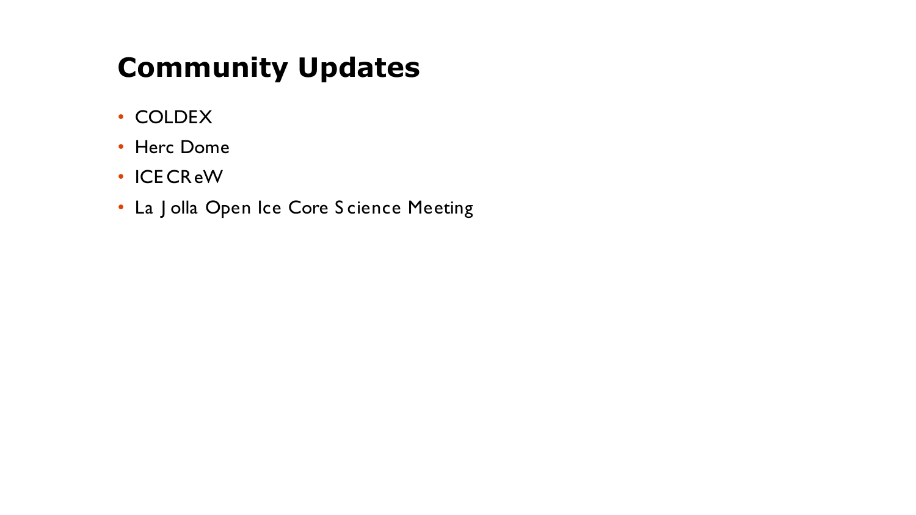# Community Updates

- COLDEX
- Herc Dome
- ICECReW
- La Jolla Open Ice Core Science Meeting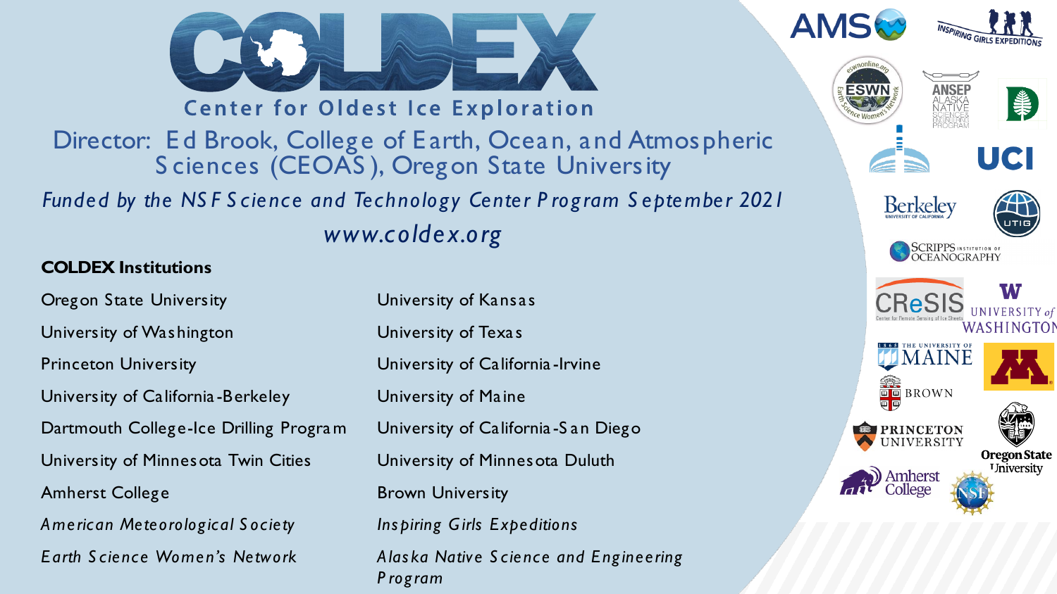# COLDEX

## Center for Oldest Ice Exploration

Director: Ed Brook, College of Earth, Ocean, and Atmospheric Sciences (CEOAS), Oregon State University

*Funded by the NSF Science and Technology Center Program September 2021*

*www.coldex.org*

**COLDEX Institutions**

- Oregon State University
- University of Washington
- Princeton University
- University of California-Berkeley
- Dartmouth College-Ice Drilling Program
- University of Minnesota Twin Cities
- Amherst College
- *American Meteorological Society*
- *Earth Science Women's Network*
- University of Kansas
- University of Texas
- University of California-Irvine
- University of Maine
- University of California-San Diego
- University of Minnesota Duluth
- Brown University
- *Inspiring Girls Expeditions*
- *Alaska Native Science and Engineering Program*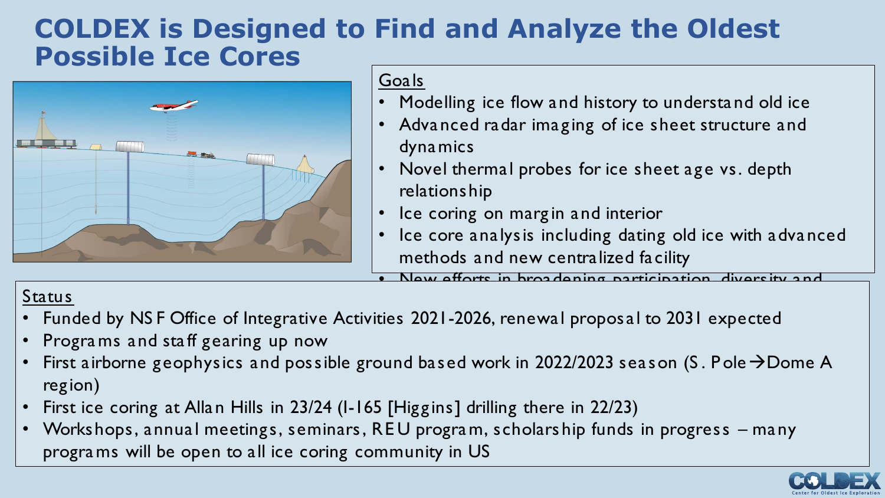# COLDEX is Designed to Find and Analyze the Oldest Possible Ice Cores

Goals

- Modelling ice flow and history to understand old ice
- Advanced radar imaging of ice sheet structure and dynamics
- Novel thermal probes for ice sheet age vs. depth relationship
- Ice coring on margin and interior
- Ice core analysis including dating old ice with advanced methods and new centralized facility
- New efforts in broadening participation, diversity and

Status

- Funded by NSF Office of Integrative Activities 2021-2026, renewal proposal to 2031 expected
- Programs and staff gearing up now
- First airborne geophysics and possible ground based work in 2022/2023 season (S. Pole→Dome A region)
- First ice coring at Allan Hills in 23/24 (I-165 [Higgins] drilling there in 22/23)
- Workshops, annual meetings, seminars, REU program, scholarship funds in progress – many programs will be open to all ice coring community in US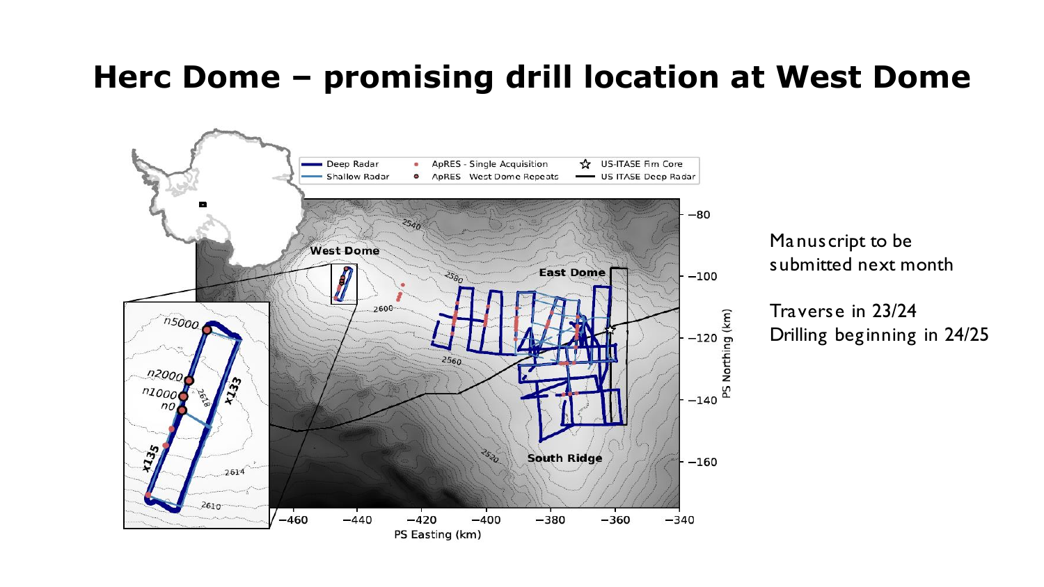# Herc Dome – promising drill location at West Dome

Manuscript to be submitted next month

Traverse in 23/24
Drilling beginning in 24/25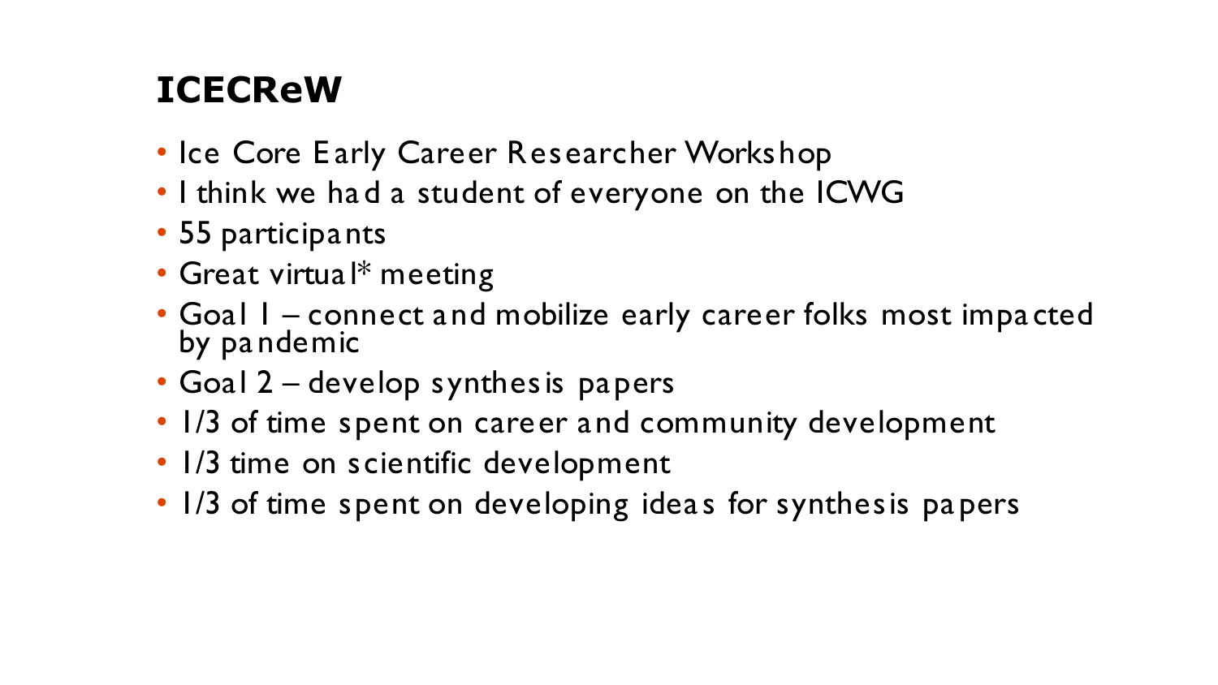# ICECReW

- Ice Core Early Career Researcher Workshop
- I think we had a student of everyone on the ICWG
- 55 participants
- Great virtual* meeting
- Goal 1 – connect and mobilize early career folks most impacted by pandemic
- Goal 2 – develop synthesis papers
- 1/3 of time spent on career and community development
- 1/3 time on scientific development
- 1/3 of time spent on developing ideas for synthesis papers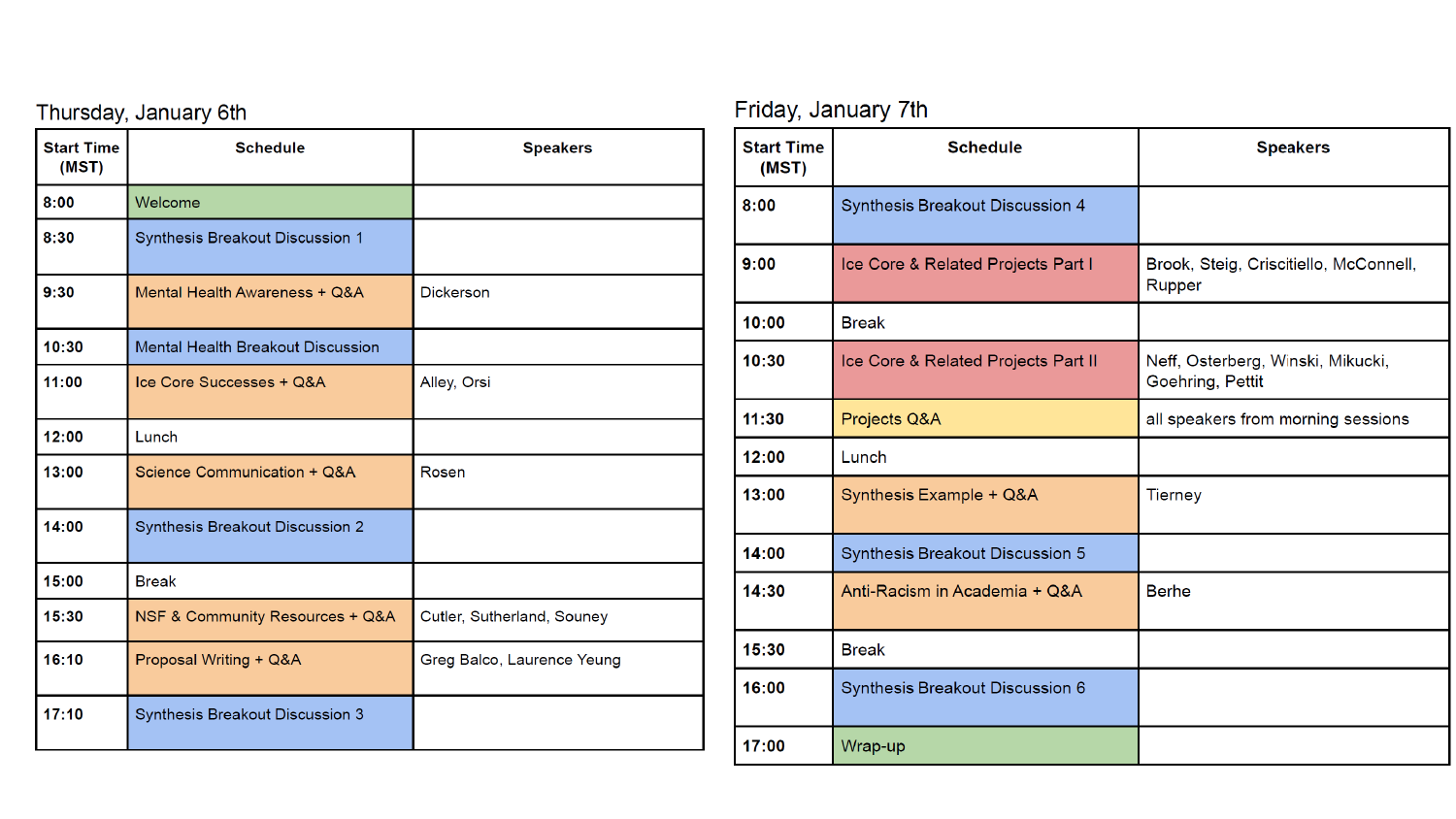## Thursday, January 6th

| Start Time (MST) | Schedule | Speakers |
|---|---|---|
| 8:00 | Welcome | |
| 8:30 | Synthesis Breakout Discussion 1 | |
| 9:30 | Mental Health Awareness + Q&A | Dickerson |
| 10:30 | Mental Health Breakout Discussion | |
| 11:00 | Ice Core Successes + Q&A | Alley, Orsi |
| 12:00 | Lunch | |
| 13:00 | Science Communication + Q&A | Rosen |
| 14:00 | Synthesis Breakout Discussion 2 | |
| 15:00 | Break | |
| 15:30 | NSF & Community Resources + Q&A | Cutler, Sutherland, Souney |
| 16:10 | Proposal Writing + Q&A | Greg Balco, Laurence Yeung |
| 17:10 | Synthesis Breakout Discussion 3 | |

## Friday, January 7th

| Start Time (MST) | Schedule | Speakers |
|---|---|---|
| 8:00 | Synthesis Breakout Discussion 4 | |
| 9:00 | Ice Core & Related Projects Part I | Brook, Steig, Criscitiello, McConnell, Rupper |
| 10:00 | Break | |
| 10:30 | Ice Core & Related Projects Part II | Neff, Osterberg, Winski, Mikucki, Goehring, Pettit |
| 11:30 | Projects Q&A | all speakers from morning sessions |
| 12:00 | Lunch | |
| 13:00 | Synthesis Example + Q&A | Tierney |
| 14:00 | Synthesis Breakout Discussion 5 | |
| 14:30 | Anti-Racism in Academia + Q&A | Berhe |
| 15:30 | Break | |
| 16:00 | Synthesis Breakout Discussion 6 | |
| 17:00 | Wrap-up | |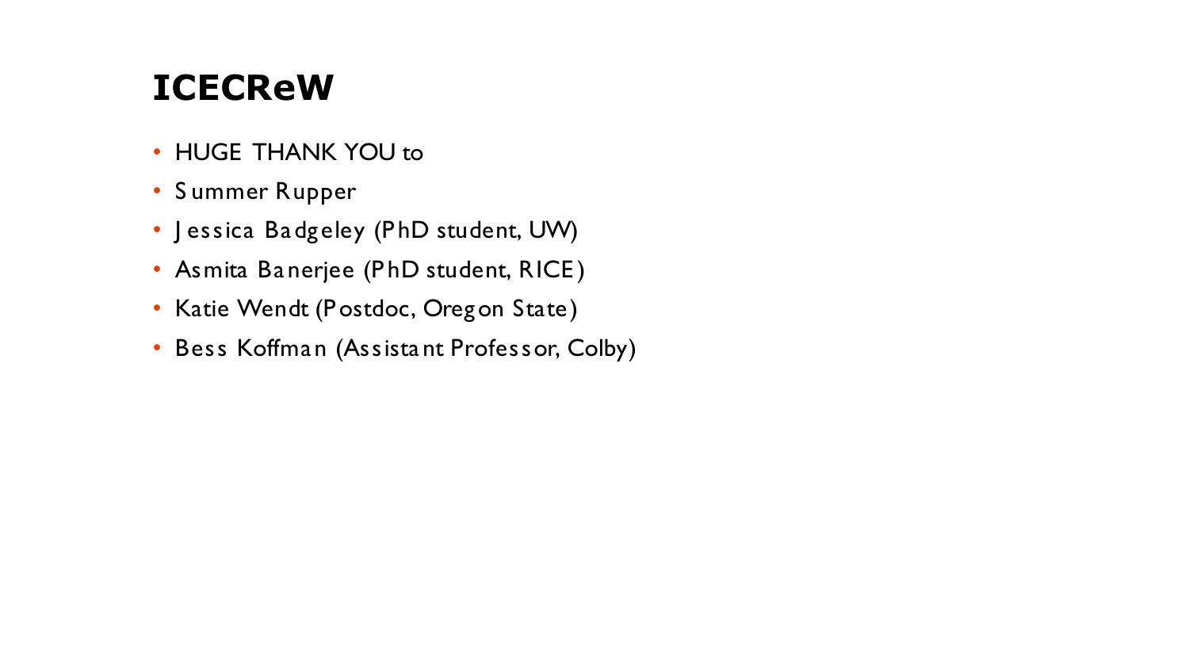# ICECReW

- HUGE THANK YOU to
- Summer Rupper
- Jessica Badgeley (PhD student, UW)
- Asmita Banerjee (PhD student, RICE)
- Katie Wendt (Postdoc, Oregon State)
- Bess Koffman (Assistant Professor, Colby)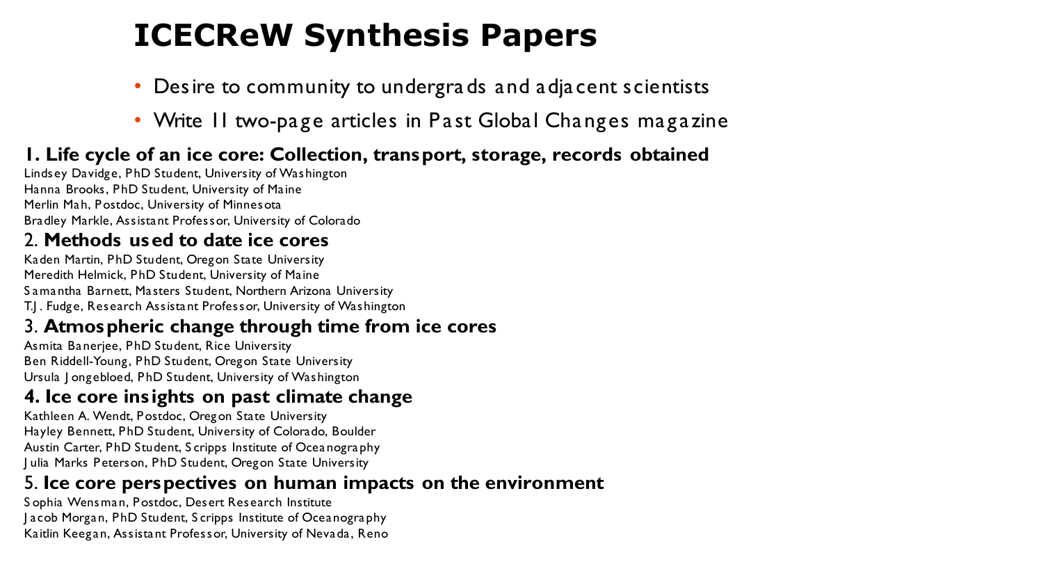# ICECReW Synthesis Papers

- Desire to community to undergrads and adjacent scientists
- Write 11 two-page articles in Past Global Changes magazine

### 1. Life cycle of an ice core: Collection, transport, storage, records obtained

Lindsey Davidge, PhD Student, University of Washington
Hanna Brooks, PhD Student, University of Maine
Merlin Mah, Postdoc, University of Minnesota
Bradley Markle, Assistant Professor, University of Colorado

### 2. Methods used to date ice cores

Kaden Martin, PhD Student, Oregon State University
Meredith Helmick, PhD Student, University of Maine
Samantha Barnett, Masters Student, Northern Arizona University
T.J. Fudge, Research Assistant Professor, University of Washington

### 3. Atmospheric change through time from ice cores

Asmita Banerjee, PhD Student, Rice University
Ben Riddell-Young, PhD Student, Oregon State University
Ursula Jongebloed, PhD Student, University of Washington

### 4. Ice core insights on past climate change

Kathleen A. Wendt, Postdoc, Oregon State University
Hayley Bennett, PhD Student, University of Colorado, Boulder
Austin Carter, PhD Student, Scripps Institute of Oceanography
Julia Marks Peterson, PhD Student, Oregon State University

### 5. Ice core perspectives on human impacts on the environment

Sophia Wensman, Postdoc, Desert Research Institute
Jacob Morgan, PhD Student, Scripps Institute of Oceanography
Kaitlin Keegan, Assistant Professor, University of Nevada, Reno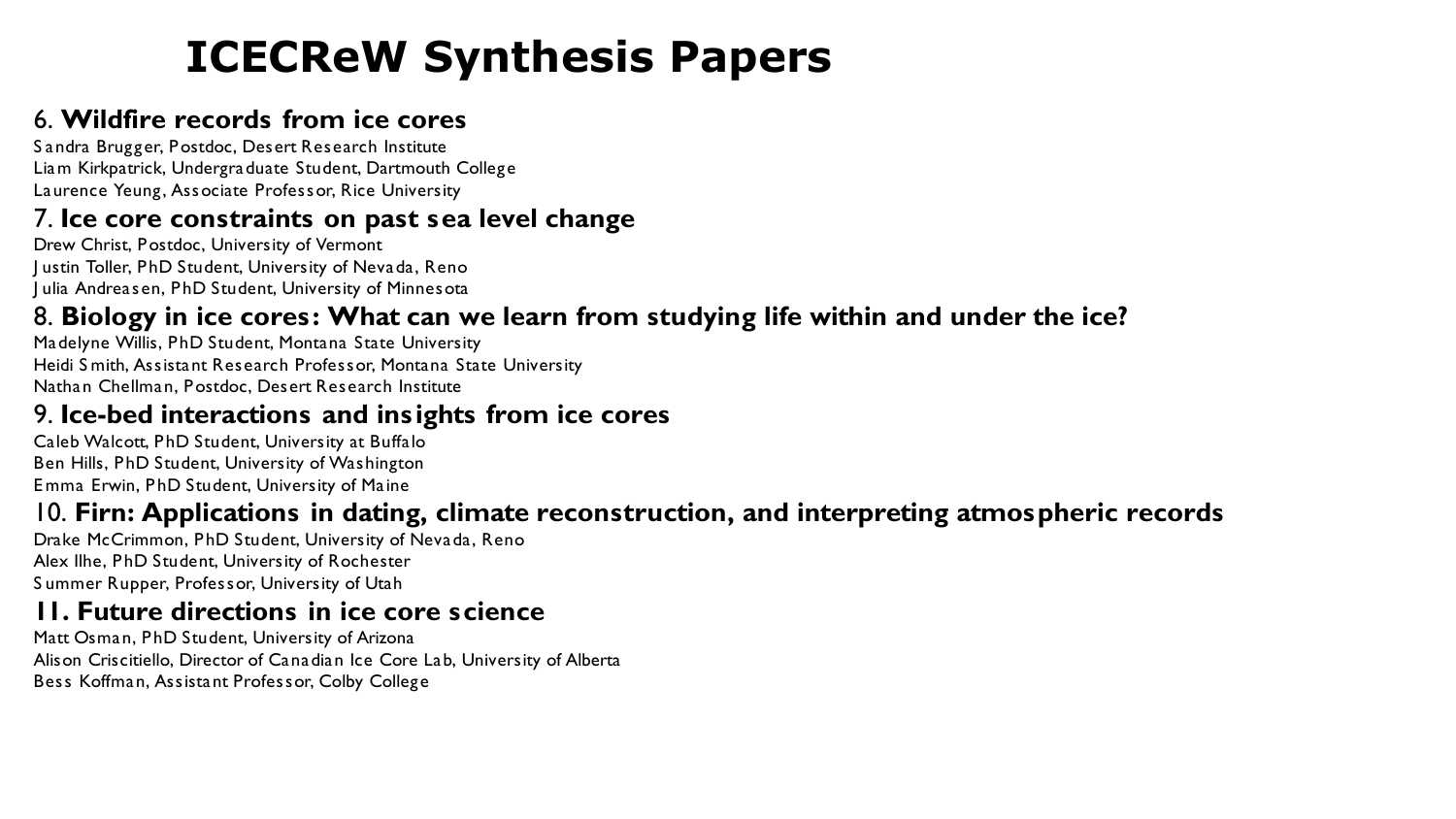# ICECReW Synthesis Papers

6. **Wildfire records from ice cores**

Sandra Brugger, Postdoc, Desert Research Institute
Liam Kirkpatrick, Undergraduate Student, Dartmouth College
Laurence Yeung, Associate Professor, Rice University

7. **Ice core constraints on past sea level change**

Drew Christ, Postdoc, University of Vermont
Justin Toller, PhD Student, University of Nevada, Reno
Julia Andreasen, PhD Student, University of Minnesota

8. **Biology in ice cores: What can we learn from studying life within and under the ice?**

Madelyne Willis, PhD Student, Montana State University
Heidi Smith, Assistant Research Professor, Montana State University
Nathan Chellman, Postdoc, Desert Research Institute

9. **Ice-bed interactions and insights from ice cores**

Caleb Walcott, PhD Student, University at Buffalo
Ben Hills, PhD Student, University of Washington
Emma Erwin, PhD Student, University of Maine

10. **Firn: Applications in dating, climate reconstruction, and interpreting atmospheric records**

Drake McCrimmon, PhD Student, University of Nevada, Reno
Alex Ilhe, PhD Student, University of Rochester
Summer Rupper, Professor, University of Utah

**11. Future directions in ice core science**

Matt Osman, PhD Student, University of Arizona
Alison Criscitiello, Director of Canadian Ice Core Lab, University of Alberta
Bess Koffman, Assistant Professor, Colby College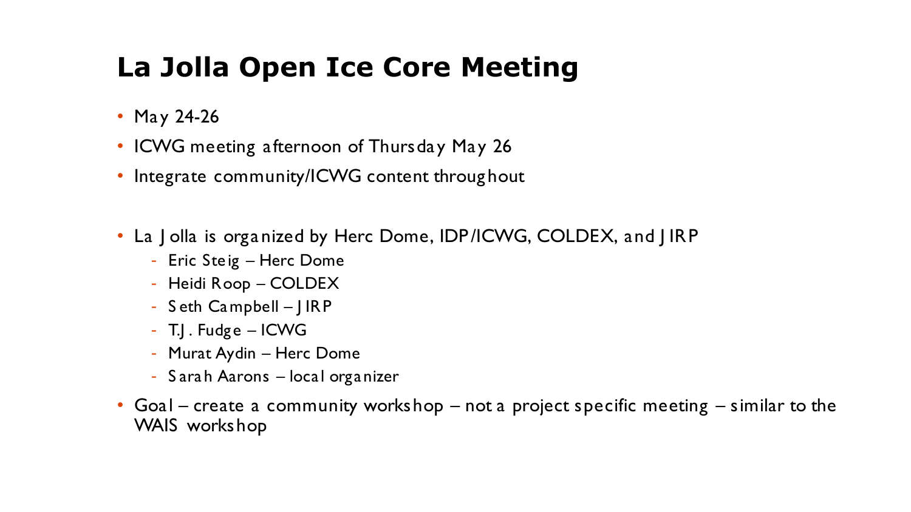# La Jolla Open Ice Core Meeting

- May 24-26
- ICWG meeting afternoon of Thursday May 26
- Integrate community/ICWG content throughout

- La Jolla is organized by Herc Dome, IDP/ICWG, COLDEX, and JIRP
  - Eric Steig – Herc Dome
  - Heidi Roop – COLDEX
  - Seth Campbell – JIRP
  - T.J. Fudge – ICWG
  - Murat Aydin – Herc Dome
  - Sarah Aarons – local organizer
- Goal – create a community workshop – not a project specific meeting – similar to the WAIS workshop